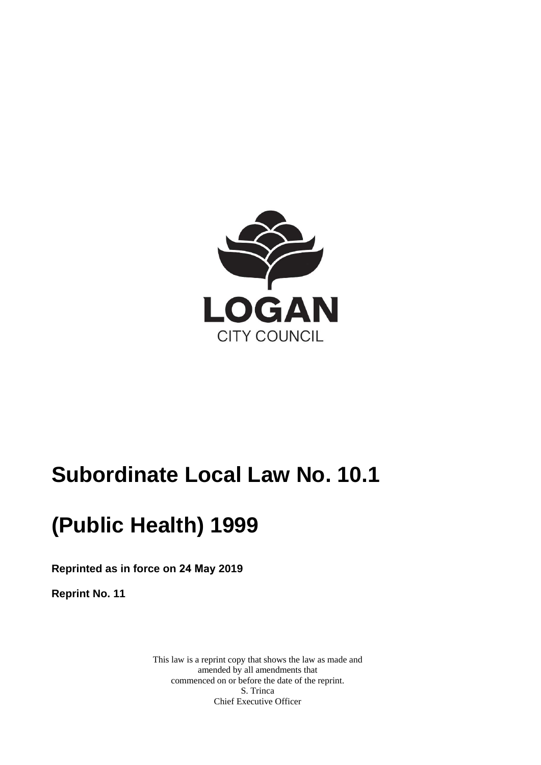LOGAN

CITY COUNCIL

# Subordinate Local Law No. 10.1

# (Public Health) 1999

**Reprinted as in force on 24 May 2019**

**Reprint No. 11**

This law is a reprint copy that shows the law as made and amended by all amendments that commenced on or before the date of the reprint.
S. Trinca
Chief Executive Officer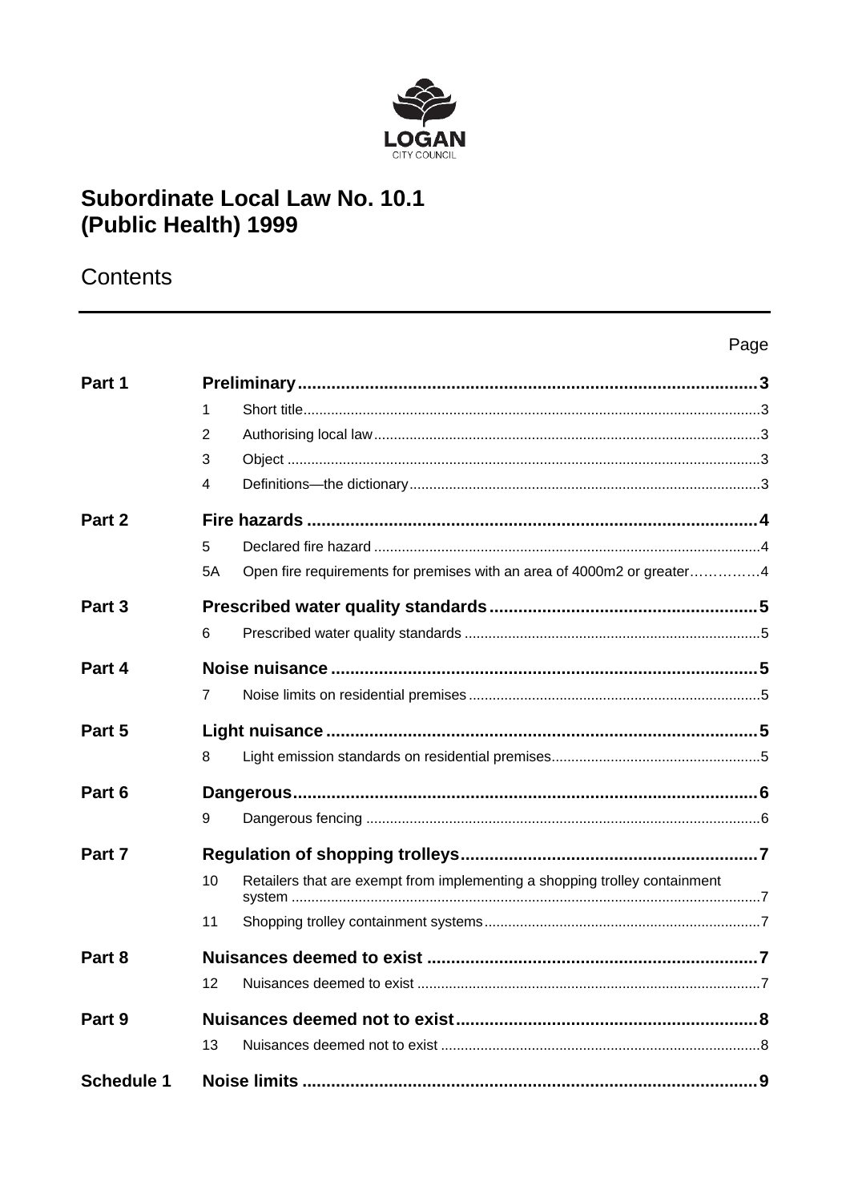LOGAN
CITY COUNCIL

# Subordinate Local Law No. 10.1 (Public Health) 1999

## Contents

| | | | Page |
|---|---|---|---|
| **Part 1** | | **Preliminary** | **3** |
| | 1 | Short title | 3 |
| | 2 | Authorising local law | 3 |
| | 3 | Object | 3 |
| | 4 | Definitions—the dictionary | 3 |
| **Part 2** | | **Fire hazards** | **4** |
| | 5 | Declared fire hazard | 4 |
| | 5A | Open fire requirements for premises with an area of 4000m2 or greater | 4 |
| **Part 3** | | **Prescribed water quality standards** | **5** |
| | 6 | Prescribed water quality standards | 5 |
| **Part 4** | | **Noise nuisance** | **5** |
| | 7 | Noise limits on residential premises | 5 |
| **Part 5** | | **Light nuisance** | **5** |
| | 8 | Light emission standards on residential premises | 5 |
| **Part 6** | | **Dangerous** | **6** |
| | 9 | Dangerous fencing | 6 |
| **Part 7** | | **Regulation of shopping trolleys** | **7** |
| | 10 | Retailers that are exempt from implementing a shopping trolley containment system | 7 |
| | 11 | Shopping trolley containment systems | 7 |
| **Part 8** | | **Nuisances deemed to exist** | **7** |
| | 12 | Nuisances deemed to exist | 7 |
| **Part 9** | | **Nuisances deemed not to exist** | **8** |
| | 13 | Nuisances deemed not to exist | 8 |
| **Schedule 1** | | **Noise limits** | **9** |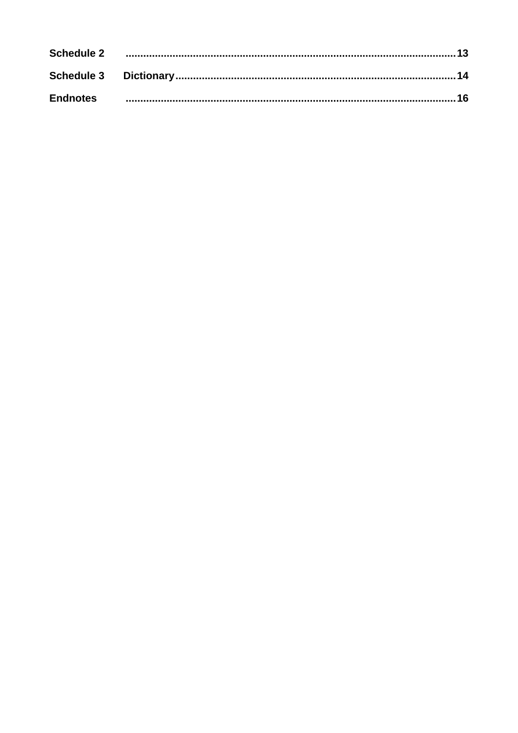**Schedule 2** .......................................................................................................... **13**

**Schedule 3 Dictionary** ............................................................................................ **14**

**Endnotes** .......................................................................................................... **16**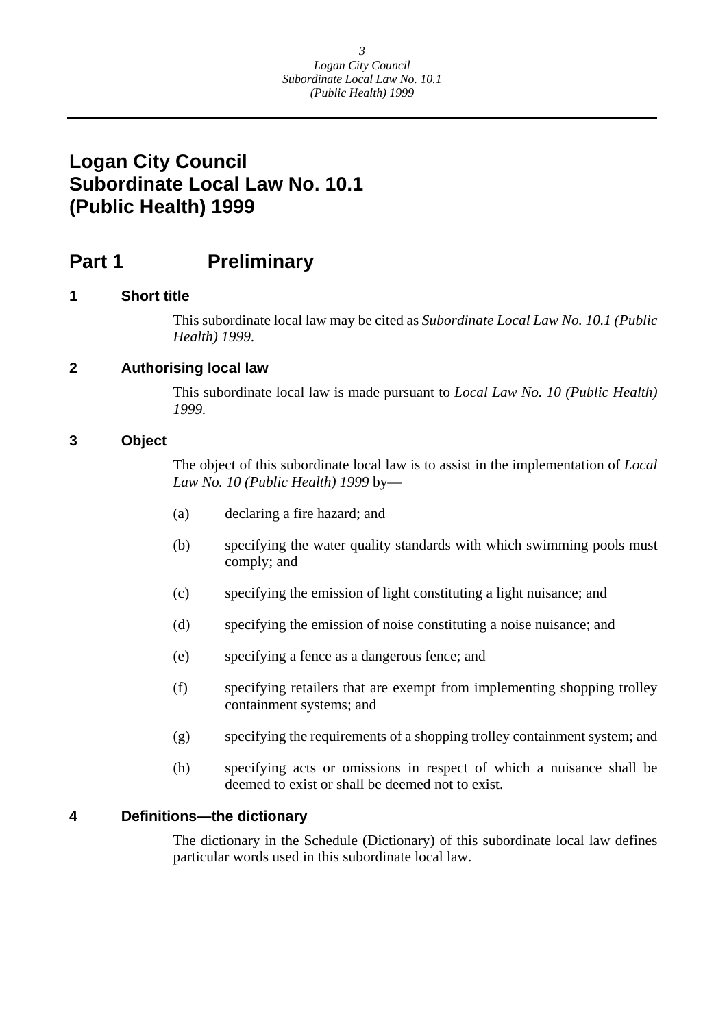# Logan City Council Subordinate Local Law No. 10.1 (Public Health) 1999

## Part 1 Preliminary

### 1 Short title

This subordinate local law may be cited as *Subordinate Local Law No. 10.1 (Public Health) 1999*.

### 2 Authorising local law

This subordinate local law is made pursuant to *Local Law No. 10 (Public Health) 1999*.

### 3 Object

The object of this subordinate local law is to assist in the implementation of *Local Law No. 10 (Public Health) 1999* by—

(a) declaring a fire hazard; and

(b) specifying the water quality standards with which swimming pools must comply; and

(c) specifying the emission of light constituting a light nuisance; and

(d) specifying the emission of noise constituting a noise nuisance; and

(e) specifying a fence as a dangerous fence; and

(f) specifying retailers that are exempt from implementing shopping trolley containment systems; and

(g) specifying the requirements of a shopping trolley containment system; and

(h) specifying acts or omissions in respect of which a nuisance shall be deemed to exist or shall be deemed not to exist.

### 4 Definitions—the dictionary

The dictionary in the Schedule (Dictionary) of this subordinate local law defines particular words used in this subordinate local law.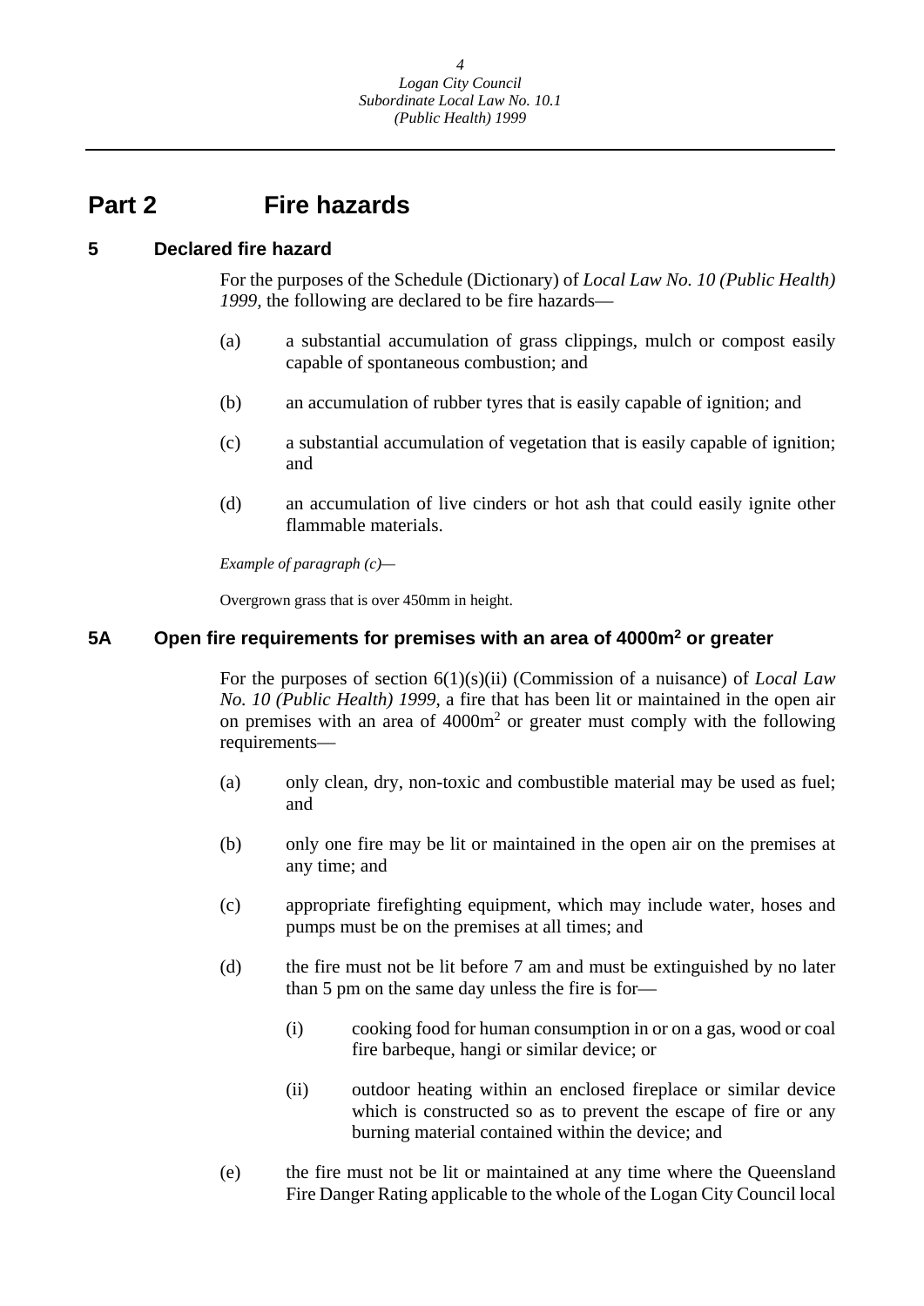# Part 2 Fire hazards

## 5 Declared fire hazard

For the purposes of the Schedule (Dictionary) of *Local Law No. 10 (Public Health) 1999,* the following are declared to be fire hazards—

(a) a substantial accumulation of grass clippings, mulch or compost easily capable of spontaneous combustion; and

(b) an accumulation of rubber tyres that is easily capable of ignition; and

(c) a substantial accumulation of vegetation that is easily capable of ignition; and

(d) an accumulation of live cinders or hot ash that could easily ignite other flammable materials.

*Example of paragraph (c)—*

Overgrown grass that is over 450mm in height.

## 5A Open fire requirements for premises with an area of 4000m$^2$ or greater

For the purposes of section 6(1)(s)(ii) (Commission of a nuisance) of *Local Law No. 10 (Public Health) 1999*, a fire that has been lit or maintained in the open air on premises with an area of 4000m$^2$ or greater must comply with the following requirements—

(a) only clean, dry, non-toxic and combustible material may be used as fuel; and

(b) only one fire may be lit or maintained in the open air on the premises at any time; and

(c) appropriate firefighting equipment, which may include water, hoses and pumps must be on the premises at all times; and

(d) the fire must not be lit before 7 am and must be extinguished by no later than 5 pm on the same day unless the fire is for—

(i) cooking food for human consumption in or on a gas, wood or coal fire barbeque, hangi or similar device; or

(ii) outdoor heating within an enclosed fireplace or similar device which is constructed so as to prevent the escape of fire or any burning material contained within the device; and

(e) the fire must not be lit or maintained at any time where the Queensland Fire Danger Rating applicable to the whole of the Logan City Council local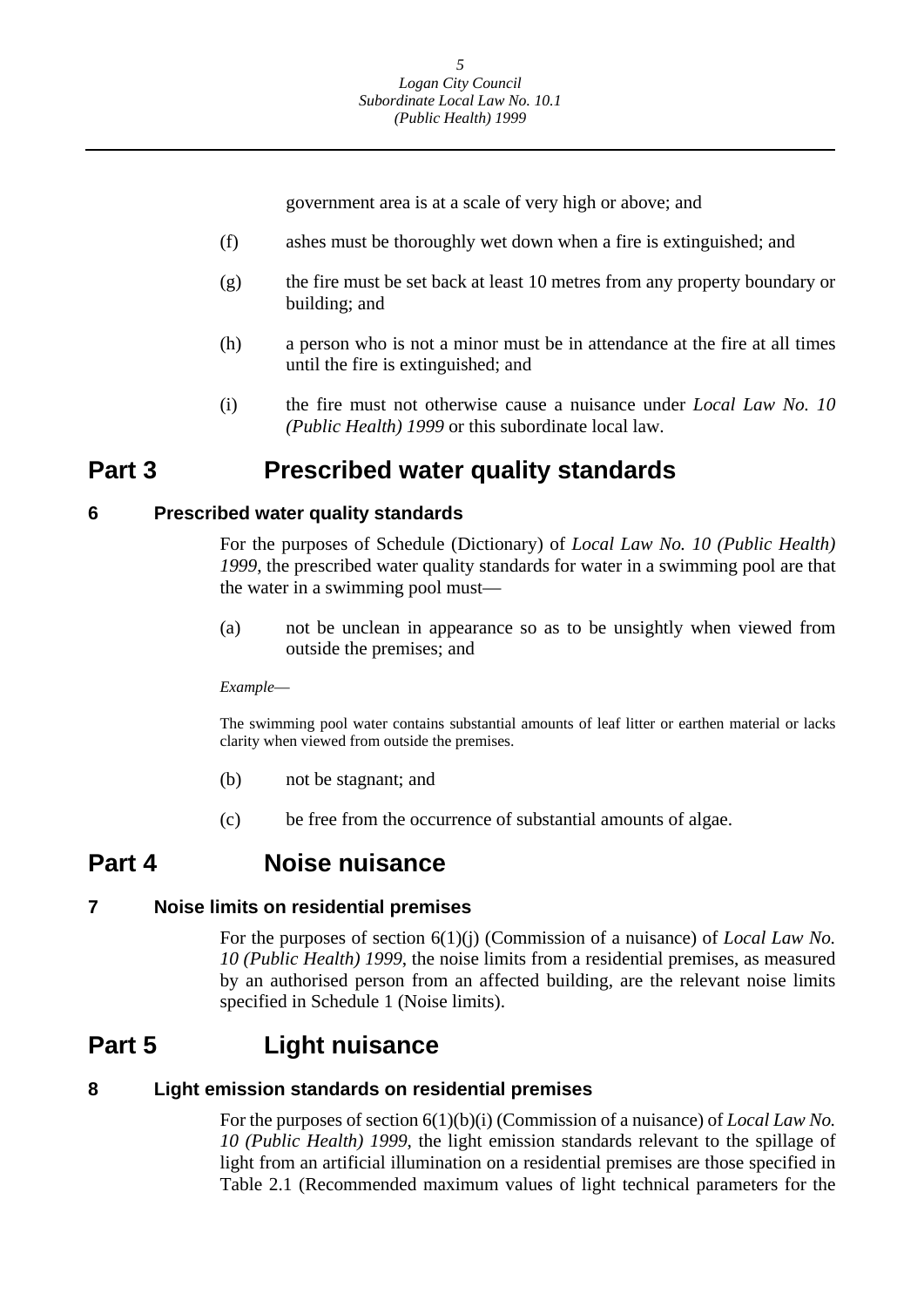government area is at a scale of very high or above; and

(f) ashes must be thoroughly wet down when a fire is extinguished; and

(g) the fire must be set back at least 10 metres from any property boundary or building; and

(h) a person who is not a minor must be in attendance at the fire at all times until the fire is extinguished; and

(i) the fire must not otherwise cause a nuisance under *Local Law No. 10 (Public Health) 1999* or this subordinate local law.

# Part 3 Prescribed water quality standards

### 6 Prescribed water quality standards

For the purposes of Schedule (Dictionary) of *Local Law No. 10 (Public Health) 1999*, the prescribed water quality standards for water in a swimming pool are that the water in a swimming pool must—

(a) not be unclean in appearance so as to be unsightly when viewed from outside the premises; and

*Example*—

The swimming pool water contains substantial amounts of leaf litter or earthen material or lacks clarity when viewed from outside the premises.

(b) not be stagnant; and

(c) be free from the occurrence of substantial amounts of algae.

# Part 4 Noise nuisance

### 7 Noise limits on residential premises

For the purposes of section 6(1)(j) (Commission of a nuisance) of *Local Law No. 10 (Public Health) 1999*, the noise limits from a residential premises, as measured by an authorised person from an affected building, are the relevant noise limits specified in Schedule 1 (Noise limits).

# Part 5 Light nuisance

### 8 Light emission standards on residential premises

For the purposes of section 6(1)(b)(i) (Commission of a nuisance) of *Local Law No. 10 (Public Health) 1999*, the light emission standards relevant to the spillage of light from an artificial illumination on a residential premises are those specified in Table 2.1 (Recommended maximum values of light technical parameters for the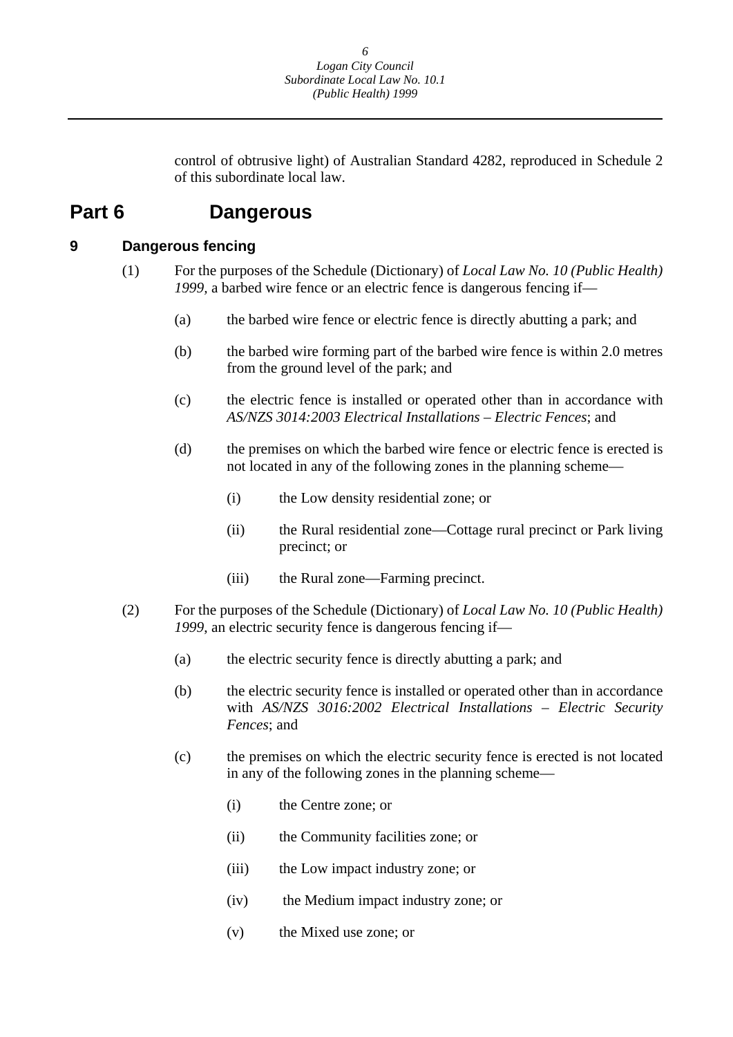control of obtrusive light) of Australian Standard 4282, reproduced in Schedule 2 of this subordinate local law.

# Part 6 Dangerous

## 9 Dangerous fencing

(1) For the purposes of the Schedule (Dictionary) of *Local Law No. 10 (Public Health) 1999*, a barbed wire fence or an electric fence is dangerous fencing if—

(a) the barbed wire fence or electric fence is directly abutting a park; and

(b) the barbed wire forming part of the barbed wire fence is within 2.0 metres from the ground level of the park; and

(c) the electric fence is installed or operated other than in accordance with *AS/NZS 3014:2003 Electrical Installations – Electric Fences*; and

(d) the premises on which the barbed wire fence or electric fence is erected is not located in any of the following zones in the planning scheme—

(i) the Low density residential zone; or

(ii) the Rural residential zone—Cottage rural precinct or Park living precinct; or

(iii) the Rural zone—Farming precinct.

(2) For the purposes of the Schedule (Dictionary) of *Local Law No. 10 (Public Health) 1999*, an electric security fence is dangerous fencing if—

(a) the electric security fence is directly abutting a park; and

(b) the electric security fence is installed or operated other than in accordance with *AS/NZS 3016:2002 Electrical Installations – Electric Security Fences*; and

(c) the premises on which the electric security fence is erected is not located in any of the following zones in the planning scheme—

(i) the Centre zone; or

(ii) the Community facilities zone; or

(iii) the Low impact industry zone; or

(iv) the Medium impact industry zone; or

(v) the Mixed use zone; or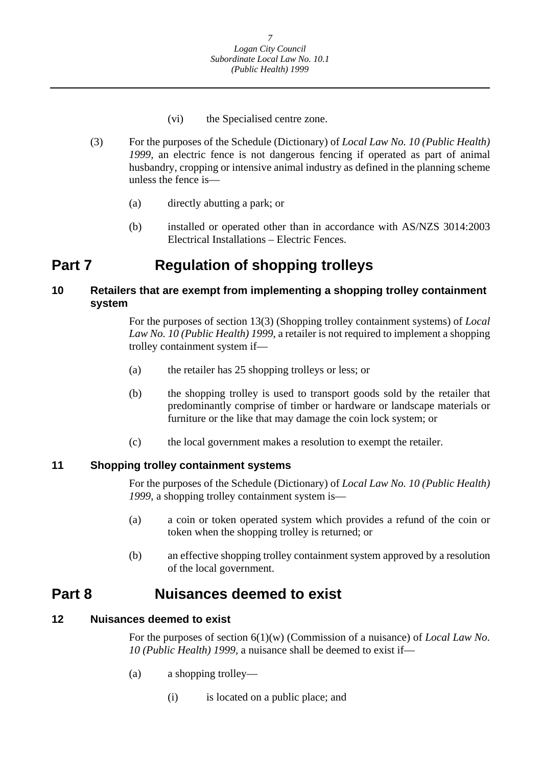(vi) the Specialised centre zone.

(3) For the purposes of the Schedule (Dictionary) of *Local Law No. 10 (Public Health) 1999*, an electric fence is not dangerous fencing if operated as part of animal husbandry, cropping or intensive animal industry as defined in the planning scheme unless the fence is—

(a) directly abutting a park; or

(b) installed or operated other than in accordance with AS/NZS 3014:2003 Electrical Installations – Electric Fences.

# Part 7 Regulation of shopping trolleys

## 10 Retailers that are exempt from implementing a shopping trolley containment system

For the purposes of section 13(3) (Shopping trolley containment systems) of *Local Law No. 10 (Public Health) 1999*, a retailer is not required to implement a shopping trolley containment system if—

(a) the retailer has 25 shopping trolleys or less; or

(b) the shopping trolley is used to transport goods sold by the retailer that predominantly comprise of timber or hardware or landscape materials or furniture or the like that may damage the coin lock system; or

(c) the local government makes a resolution to exempt the retailer.

## 11 Shopping trolley containment systems

For the purposes of the Schedule (Dictionary) of *Local Law No. 10 (Public Health) 1999*, a shopping trolley containment system is—

(a) a coin or token operated system which provides a refund of the coin or token when the shopping trolley is returned; or

(b) an effective shopping trolley containment system approved by a resolution of the local government.

# Part 8 Nuisances deemed to exist

## 12 Nuisances deemed to exist

For the purposes of section 6(1)(w) (Commission of a nuisance) of *Local Law No. 10 (Public Health) 1999*, a nuisance shall be deemed to exist if—

(a) a shopping trolley—

(i) is located on a public place; and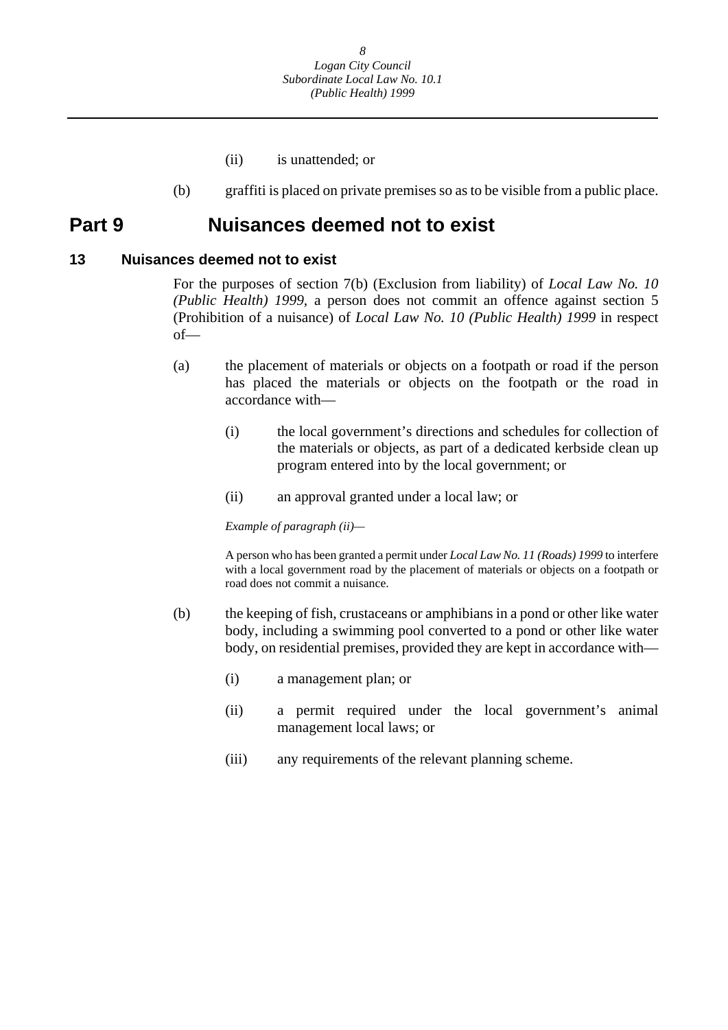(ii) is unattended; or

(b) graffiti is placed on private premises so as to be visible from a public place.

# Part 9 Nuisances deemed not to exist

## 13 Nuisances deemed not to exist

For the purposes of section 7(b) (Exclusion from liability) of *Local Law No. 10 (Public Health) 1999*, a person does not commit an offence against section 5 (Prohibition of a nuisance) of *Local Law No. 10 (Public Health) 1999* in respect of—

(a) the placement of materials or objects on a footpath or road if the person has placed the materials or objects on the footpath or the road in accordance with—

(i) the local government's directions and schedules for collection of the materials or objects, as part of a dedicated kerbside clean up program entered into by the local government; or

(ii) an approval granted under a local law; or

*Example of paragraph (ii)—*

A person who has been granted a permit under *Local Law No. 11 (Roads) 1999* to interfere with a local government road by the placement of materials or objects on a footpath or road does not commit a nuisance.

(b) the keeping of fish, crustaceans or amphibians in a pond or other like water body, including a swimming pool converted to a pond or other like water body, on residential premises, provided they are kept in accordance with—

(i) a management plan; or

(ii) a permit required under the local government's animal management local laws; or

(iii) any requirements of the relevant planning scheme.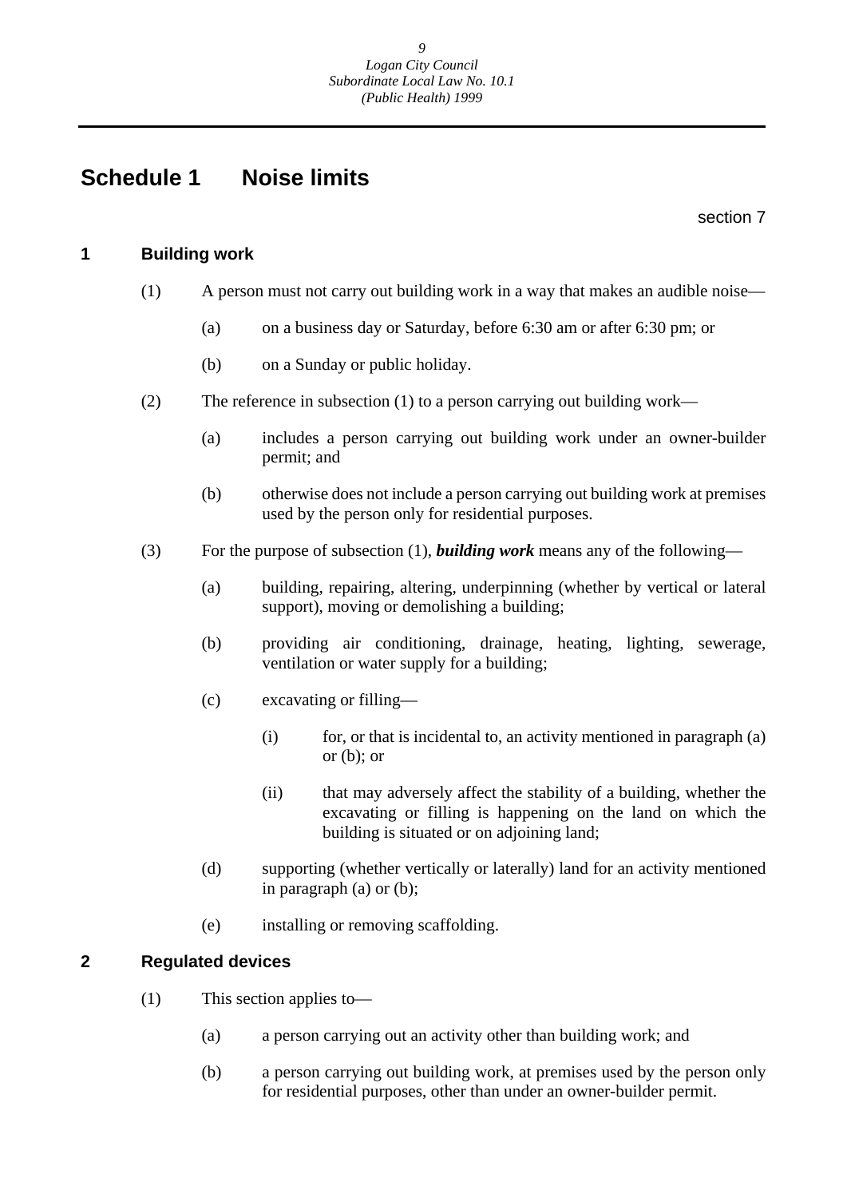# Schedule 1 Noise limits

section 7

## 1 Building work

(1) A person must not carry out building work in a way that makes an audible noise—

(a) on a business day or Saturday, before 6:30 am or after 6:30 pm; or

(b) on a Sunday or public holiday.

(2) The reference in subsection (1) to a person carrying out building work—

(a) includes a person carrying out building work under an owner-builder permit; and

(b) otherwise does not include a person carrying out building work at premises used by the person only for residential purposes.

(3) For the purpose of subsection (1), ***building work*** means any of the following—

(a) building, repairing, altering, underpinning (whether by vertical or lateral support), moving or demolishing a building;

(b) providing air conditioning, drainage, heating, lighting, sewerage, ventilation or water supply for a building;

(c) excavating or filling—

(i) for, or that is incidental to, an activity mentioned in paragraph (a) or (b); or

(ii) that may adversely affect the stability of a building, whether the excavating or filling is happening on the land on which the building is situated or on adjoining land;

(d) supporting (whether vertically or laterally) land for an activity mentioned in paragraph (a) or (b);

(e) installing or removing scaffolding.

## 2 Regulated devices

(1) This section applies to—

(a) a person carrying out an activity other than building work; and

(b) a person carrying out building work, at premises used by the person only for residential purposes, other than under an owner-builder permit.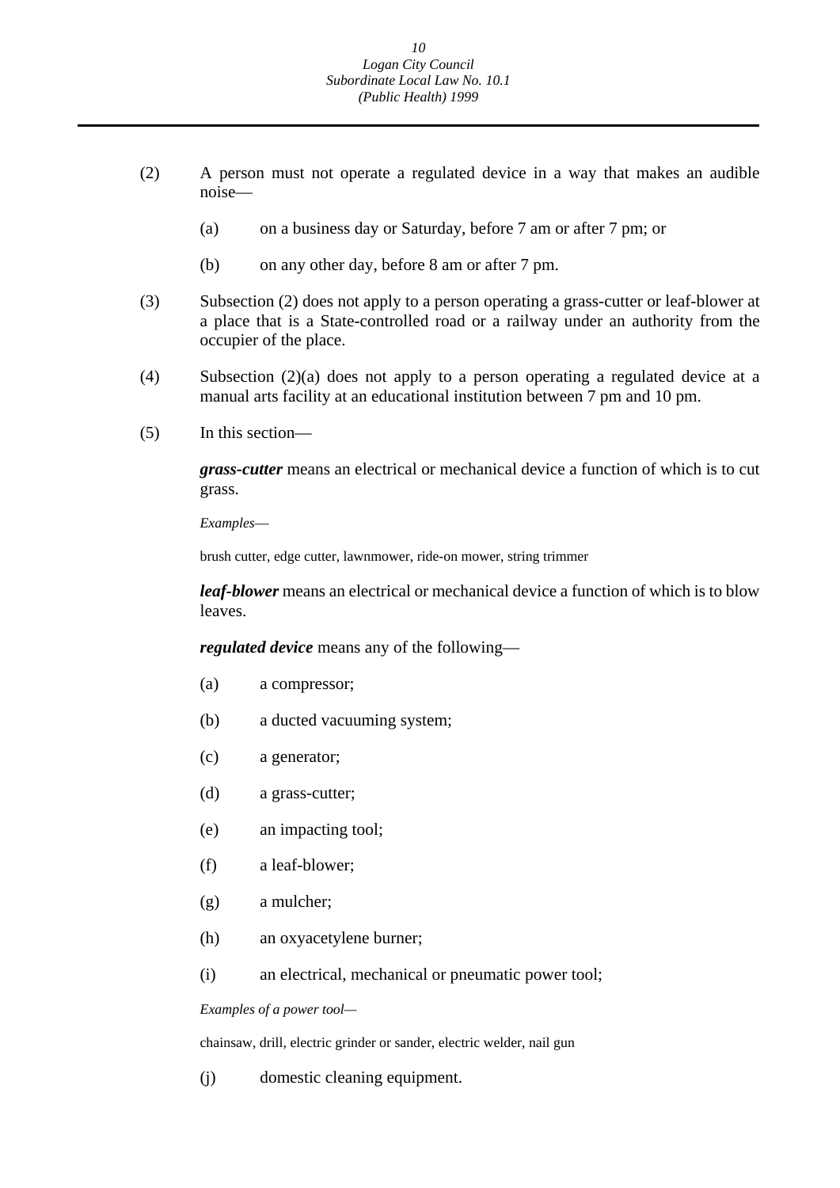(2) A person must not operate a regulated device in a way that makes an audible noise—

(a) on a business day or Saturday, before 7 am or after 7 pm; or

(b) on any other day, before 8 am or after 7 pm.

(3) Subsection (2) does not apply to a person operating a grass-cutter or leaf-blower at a place that is a State-controlled road or a railway under an authority from the occupier of the place.

(4) Subsection (2)(a) does not apply to a person operating a regulated device at a manual arts facility at an educational institution between 7 pm and 10 pm.

(5) In this section—

***grass-cutter*** means an electrical or mechanical device a function of which is to cut grass.

*Examples*—

brush cutter, edge cutter, lawnmower, ride-on mower, string trimmer

***leaf-blower*** means an electrical or mechanical device a function of which is to blow leaves.

***regulated device*** means any of the following—

(a) a compressor;

(b) a ducted vacuuming system;

(c) a generator;

(d) a grass-cutter;

(e) an impacting tool;

(f) a leaf-blower;

(g) a mulcher;

(h) an oxyacetylene burner;

(i) an electrical, mechanical or pneumatic power tool;

*Examples of a power tool*—

chainsaw, drill, electric grinder or sander, electric welder, nail gun

(j) domestic cleaning equipment.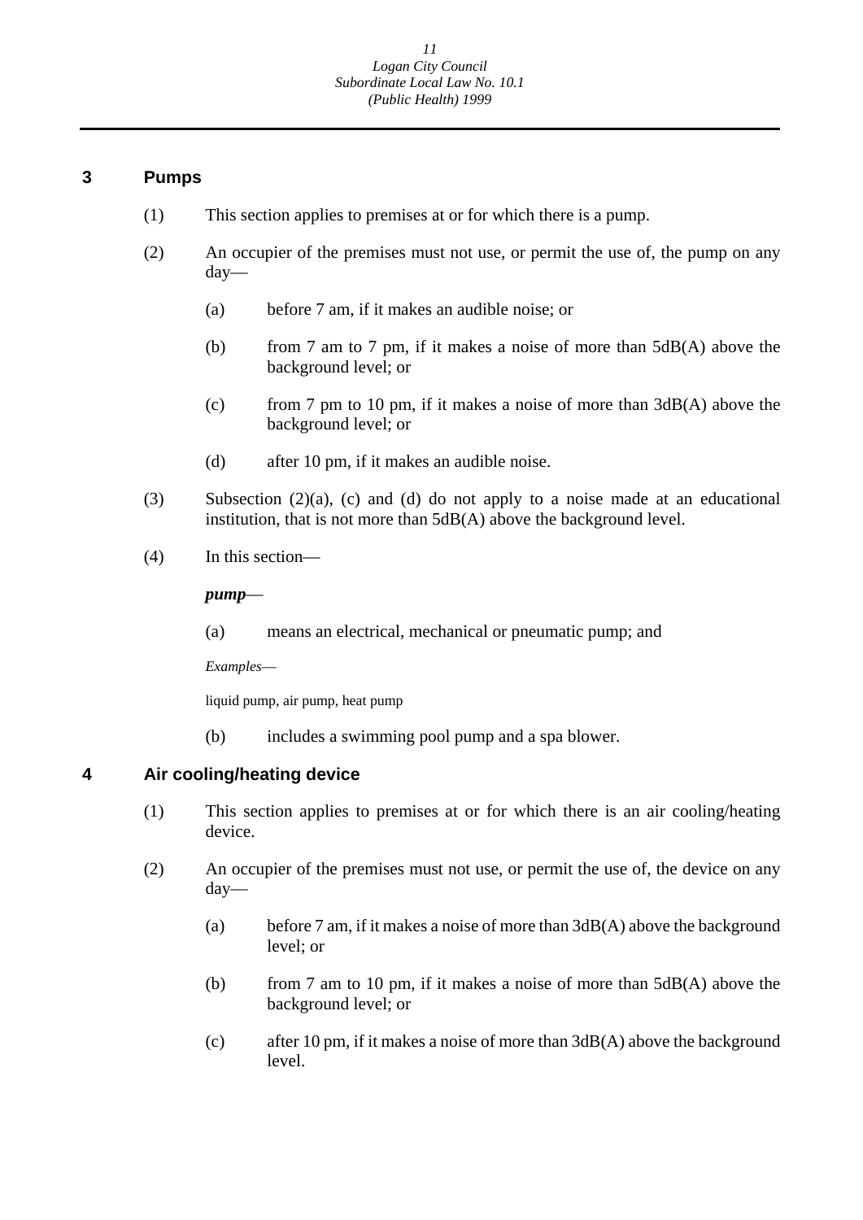## 3 Pumps

(1) This section applies to premises at or for which there is a pump.

(2) An occupier of the premises must not use, or permit the use of, the pump on any day—

  (a) before 7 am, if it makes an audible noise; or

  (b) from 7 am to 7 pm, if it makes a noise of more than 5dB(A) above the background level; or

  (c) from 7 pm to 10 pm, if it makes a noise of more than 3dB(A) above the background level; or

  (d) after 10 pm, if it makes an audible noise.

(3) Subsection (2)(a), (c) and (d) do not apply to a noise made at an educational institution, that is not more than 5dB(A) above the background level.

(4) In this section—

***pump***—

  (a) means an electrical, mechanical or pneumatic pump; and

  *Examples*—

  liquid pump, air pump, heat pump

  (b) includes a swimming pool pump and a spa blower.

## 4 Air cooling/heating device

(1) This section applies to premises at or for which there is an air cooling/heating device.

(2) An occupier of the premises must not use, or permit the use of, the device on any day—

  (a) before 7 am, if it makes a noise of more than 3dB(A) above the background level; or

  (b) from 7 am to 10 pm, if it makes a noise of more than 5dB(A) above the background level; or

  (c) after 10 pm, if it makes a noise of more than 3dB(A) above the background level.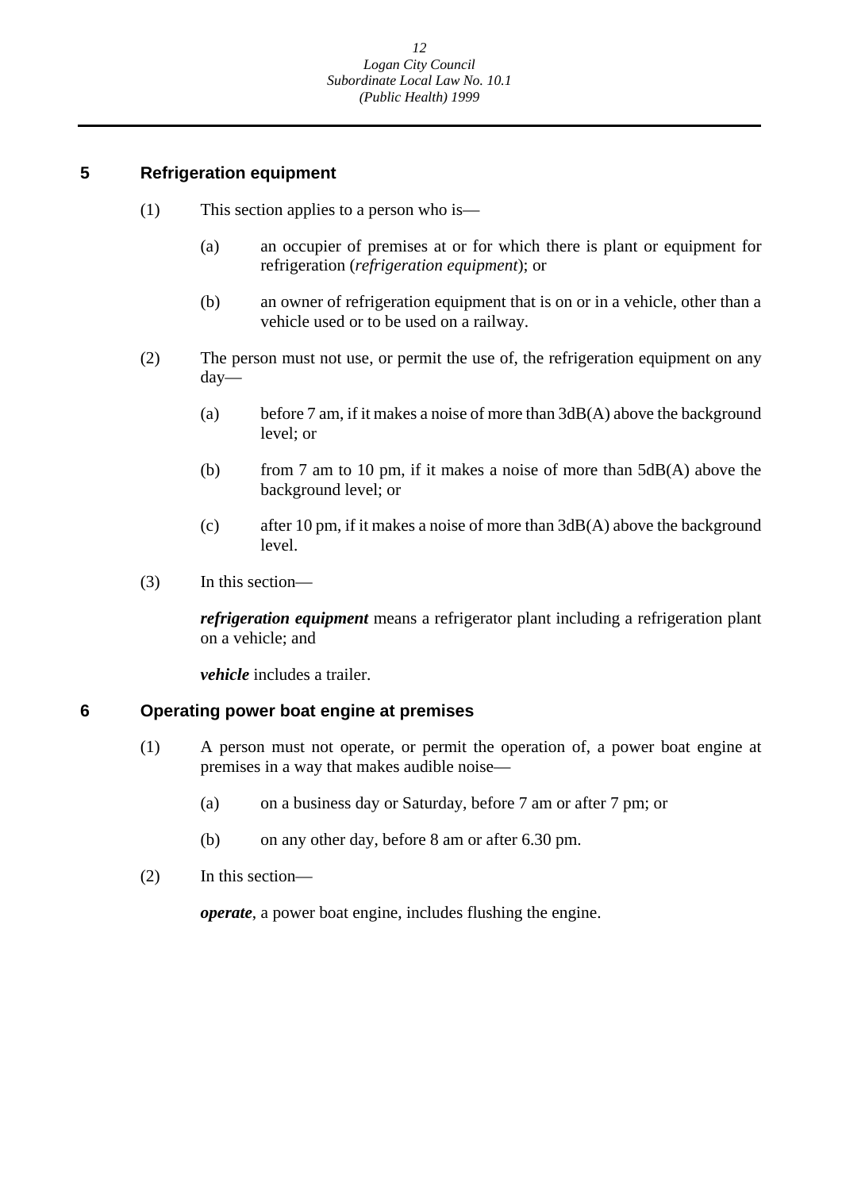## 5 Refrigeration equipment

(1) This section applies to a person who is—

(a) an occupier of premises at or for which there is plant or equipment for refrigeration (*refrigeration equipment*); or

(b) an owner of refrigeration equipment that is on or in a vehicle, other than a vehicle used or to be used on a railway.

(2) The person must not use, or permit the use of, the refrigeration equipment on any day—

(a) before 7 am, if it makes a noise of more than 3dB(A) above the background level; or

(b) from 7 am to 10 pm, if it makes a noise of more than 5dB(A) above the background level; or

(c) after 10 pm, if it makes a noise of more than 3dB(A) above the background level.

(3) In this section—

***refrigeration equipment*** means a refrigerator plant including a refrigeration plant on a vehicle; and

***vehicle*** includes a trailer.

## 6 Operating power boat engine at premises

(1) A person must not operate, or permit the operation of, a power boat engine at premises in a way that makes audible noise—

(a) on a business day or Saturday, before 7 am or after 7 pm; or

(b) on any other day, before 8 am or after 6.30 pm.

(2) In this section—

***operate***, a power boat engine, includes flushing the engine.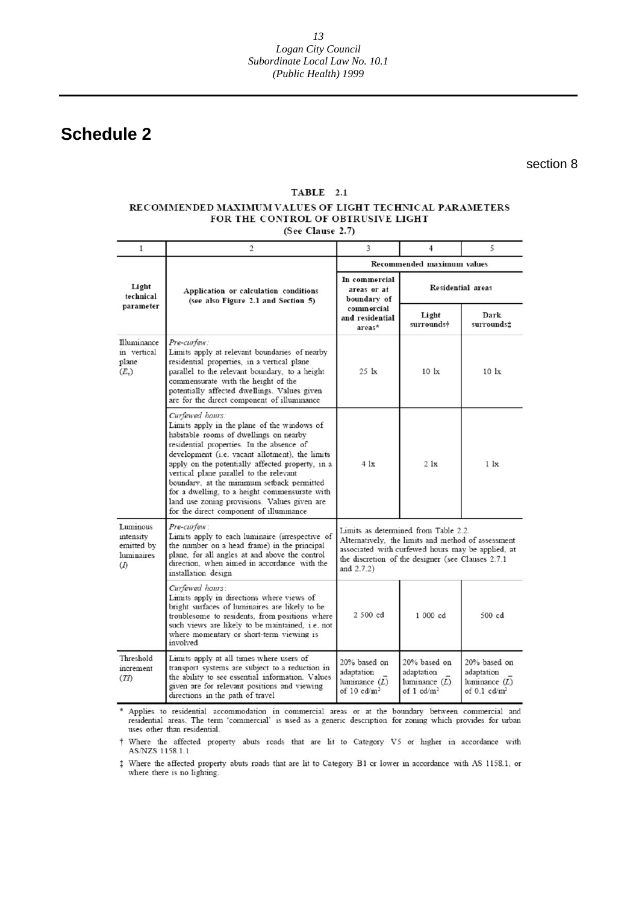# Schedule 2

section 8

**TABLE 2.1**

**RECOMMENDED MAXIMUM VALUES OF LIGHT TECHNICAL PARAMETERS FOR THE CONTROL OF OBTRUSIVE LIGHT**

(See Clause 2.7)

| 1 | 2 | 3 | 4 | 5 |
|---|---|---|---|---|
| **Light technical parameter** | **Application or calculation conditions (see also Figure 2.1 and Section 5)** | **Recommended maximum values** | | |
| | | **In commercial areas or at boundary of commercial and residential areas*** | **Residential areas** | |
| | | | **Light surrounds†** | **Dark surrounds‡** |
| Illuminance in vertical plane ($E_v$) | *Pre-curfew:* Limits apply at relevant boundaries of nearby residential properties, in a vertical plane parallel to the relevant boundary, to a height commensurate with the height of the potentially affected dwellings. Values given are for the direct component of illuminance | 25 lx | 10 lx | 10 lx |
| | *Curfewed hours:* Limits apply in the plane of the windows of habitable rooms of dwellings on nearby residential properties. In the absence of development (i.e. vacant allotment), the limits apply on the potentially affected property, in a vertical plane parallel to the relevant boundary, at the minimum setback permitted for a dwelling, to a height commensurate with land use zoning provisions. Values given are for the direct component of illuminance | 4 lx | 2 lx | 1 lx |
| Luminous intensity emitted by luminaires ($I$) | *Pre-curfew:* Limits apply to each luminaire (irrespective of the number on a head frame) in the principal plane, for all angles at and above the control direction, when aimed in accordance with the installation design | Limits as determined from Table 2.2. Alternatively, the limits and method of assessment associated with curfewed hours may be applied, at the discretion of the designer (see Clauses 2.7.1 and 2.7.2) | | |
| | *Curfewed hours:* Limits apply in directions where views of bright surfaces of luminaires are likely to be troublesome to residents, from positions where such views are likely to be maintained, i.e. not where momentary or short-term viewing is involved | 2 500 cd | 1 000 cd | 500 cd |
| Threshold increment ($TI$) | Limits apply at all times where users of transport systems are subject to a reduction in the ability to see essential information. Values given are for relevant positions and viewing directions in the path of travel | 20% based on adaptation luminance ($\bar{L}$) of 10 cd/m² | 20% based on adaptation luminance ($\bar{L}$) of 1 cd/m² | 20% based on adaptation luminance ($\bar{L}$) of 0.1 cd/m² |

\* Applies to residential accommodation in commercial areas or at the boundary between commercial and residential areas. The term 'commercial' is used as a generic description for zoning which provides for urban uses other than residential.

† Where the affected property abuts roads that are lit to Category V5 or higher in accordance with AS/NZS 1158.1.1.

‡ Where the affected property abuts roads that are lit to Category B1 or lower in accordance with AS 1158.1, or where there is no lighting.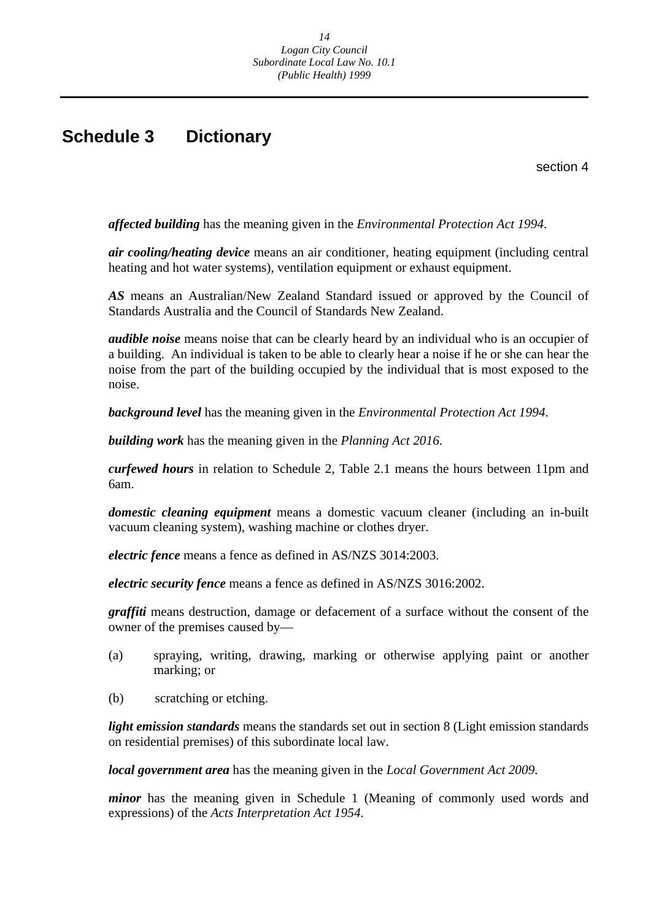# Schedule 3 Dictionary

section 4

***affected building*** has the meaning given in the *Environmental Protection Act 1994*.

***air cooling/heating device*** means an air conditioner, heating equipment (including central heating and hot water systems), ventilation equipment or exhaust equipment.

***AS*** means an Australian/New Zealand Standard issued or approved by the Council of Standards Australia and the Council of Standards New Zealand.

***audible noise*** means noise that can be clearly heard by an individual who is an occupier of a building. An individual is taken to be able to clearly hear a noise if he or she can hear the noise from the part of the building occupied by the individual that is most exposed to the noise.

***background level*** has the meaning given in the *Environmental Protection Act 1994*.

***building work*** has the meaning given in the *Planning Act 2016*.

***curfewed hours*** in relation to Schedule 2, Table 2.1 means the hours between 11pm and 6am.

***domestic cleaning equipment*** means a domestic vacuum cleaner (including an in-built vacuum cleaning system), washing machine or clothes dryer.

***electric fence*** means a fence as defined in AS/NZS 3014:2003.

***electric security fence*** means a fence as defined in AS/NZS 3016:2002.

***graffiti*** means destruction, damage or defacement of a surface without the consent of the owner of the premises caused by—

(a) spraying, writing, drawing, marking or otherwise applying paint or another marking; or

(b) scratching or etching.

***light emission standards*** means the standards set out in section 8 (Light emission standards on residential premises) of this subordinate local law.

***local government area*** has the meaning given in the *Local Government Act 2009*.

***minor*** has the meaning given in Schedule 1 (Meaning of commonly used words and expressions) of the *Acts Interpretation Act 1954*.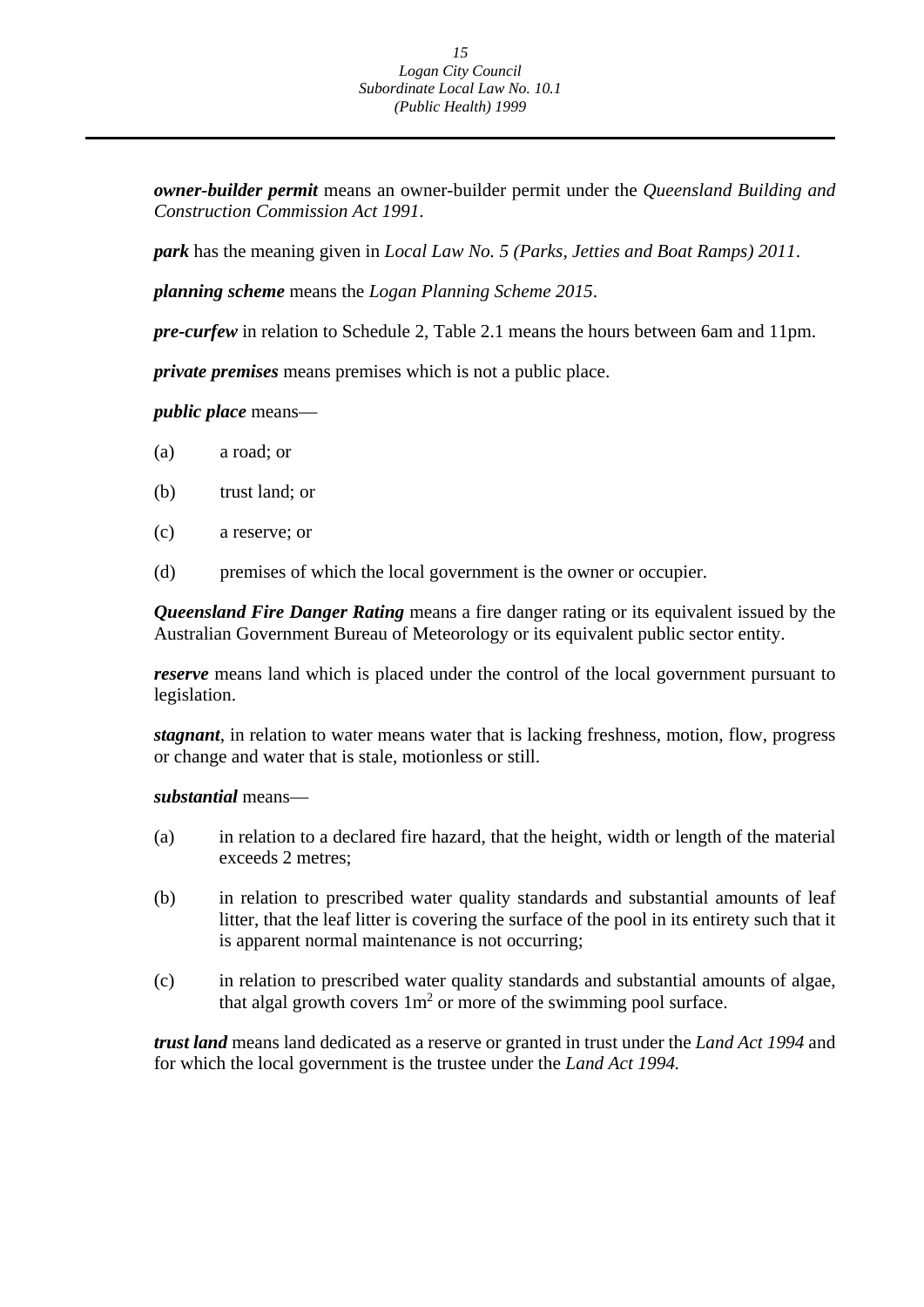***owner-builder permit*** means an owner-builder permit under the *Queensland Building and Construction Commission Act 1991*.

***park*** has the meaning given in *Local Law No. 5 (Parks, Jetties and Boat Ramps) 2011*.

***planning scheme*** means the *Logan Planning Scheme 2015*.

***pre-curfew*** in relation to Schedule 2, Table 2.1 means the hours between 6am and 11pm.

***private premises*** means premises which is not a public place.

***public place*** means—

(a) a road; or

(b) trust land; or

(c) a reserve; or

(d) premises of which the local government is the owner or occupier.

***Queensland Fire Danger Rating*** means a fire danger rating or its equivalent issued by the Australian Government Bureau of Meteorology or its equivalent public sector entity.

***reserve*** means land which is placed under the control of the local government pursuant to legislation.

***stagnant***, in relation to water means water that is lacking freshness, motion, flow, progress or change and water that is stale, motionless or still.

***substantial*** means—

(a) in relation to a declared fire hazard, that the height, width or length of the material exceeds 2 metres;

(b) in relation to prescribed water quality standards and substantial amounts of leaf litter, that the leaf litter is covering the surface of the pool in its entirety such that it is apparent normal maintenance is not occurring;

(c) in relation to prescribed water quality standards and substantial amounts of algae, that algal growth covers $1m^2$ or more of the swimming pool surface.

***trust land*** means land dedicated as a reserve or granted in trust under the *Land Act 1994* and for which the local government is the trustee under the *Land Act 1994.*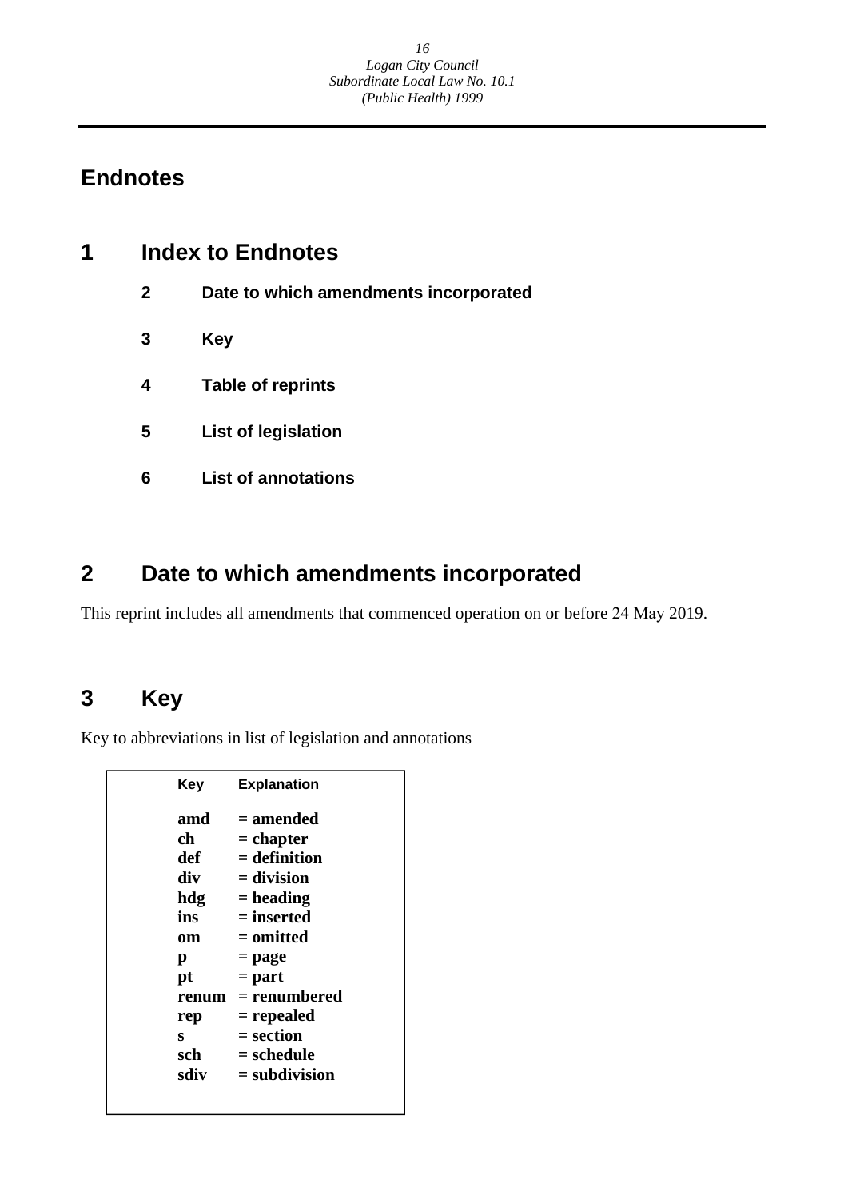# Endnotes

## 1 Index to Endnotes

**2 Date to which amendments incorporated**

**3 Key**

**4 Table of reprints**

**5 List of legislation**

**6 List of annotations**

## 2 Date to which amendments incorporated

This reprint includes all amendments that commenced operation on or before 24 May 2019.

## 3 Key

Key to abbreviations in list of legislation and annotations

| Key | Explanation |
|---|---|
| **amd** | **= amended** |
| **ch** | **= chapter** |
| **def** | **= definition** |
| **div** | **= division** |
| **hdg** | **= heading** |
| **ins** | **= inserted** |
| **om** | **= omitted** |
| **p** | **= page** |
| **pt** | **= part** |
| **renum** | **= renumbered** |
| **rep** | **= repealed** |
| **s** | **= section** |
| **sch** | **= schedule** |
| **sdiv** | **= subdivision** |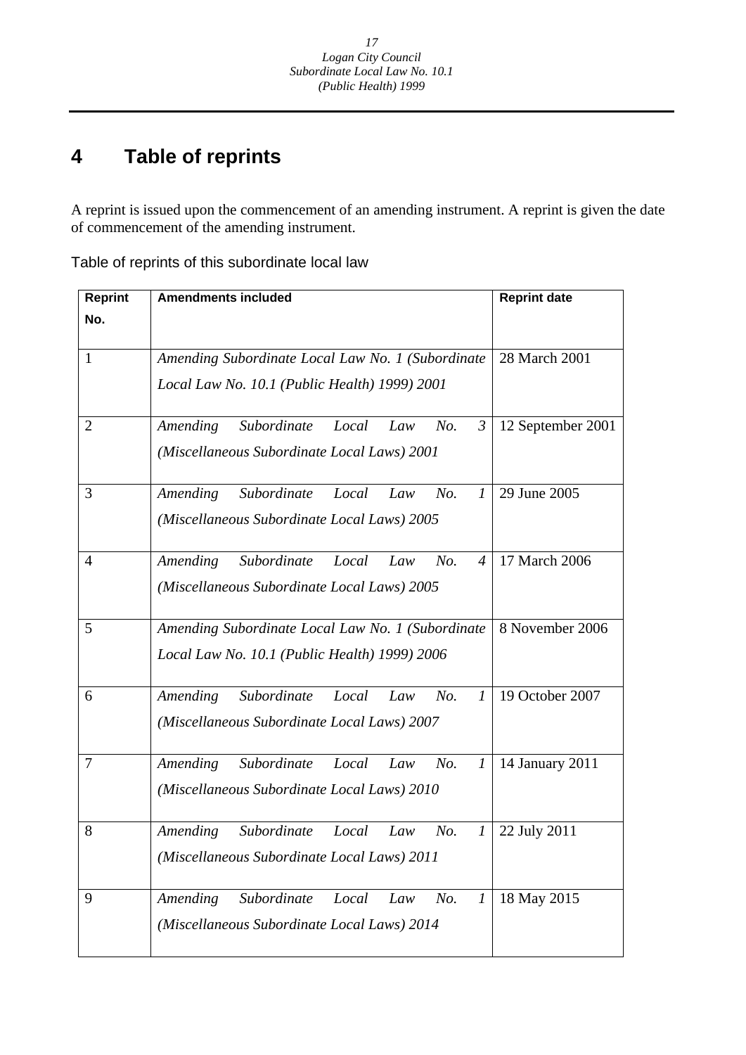# 4 Table of reprints

A reprint is issued upon the commencement of an amending instrument. A reprint is given the date of commencement of the amending instrument.

Table of reprints of this subordinate local law

| Reprint No. | Amendments included | Reprint date |
|---|---|---|
| 1 | *Amending Subordinate Local Law No. 1 (Subordinate Local Law No. 10.1 (Public Health) 1999) 2001* | 28 March 2001 |
| 2 | *Amending Subordinate Local Law No. 3 (Miscellaneous Subordinate Local Laws) 2001* | 12 September 2001 |
| 3 | *Amending Subordinate Local Law No. 1 (Miscellaneous Subordinate Local Laws) 2005* | 29 June 2005 |
| 4 | *Amending Subordinate Local Law No. 4 (Miscellaneous Subordinate Local Laws) 2005* | 17 March 2006 |
| 5 | *Amending Subordinate Local Law No. 1 (Subordinate Local Law No. 10.1 (Public Health) 1999) 2006* | 8 November 2006 |
| 6 | *Amending Subordinate Local Law No. 1 (Miscellaneous Subordinate Local Laws) 2007* | 19 October 2007 |
| 7 | *Amending Subordinate Local Law No. 1 (Miscellaneous Subordinate Local Laws) 2010* | 14 January 2011 |
| 8 | *Amending Subordinate Local Law No. 1 (Miscellaneous Subordinate Local Laws) 2011* | 22 July 2011 |
| 9 | *Amending Subordinate Local Law No. 1 (Miscellaneous Subordinate Local Laws) 2014* | 18 May 2015 |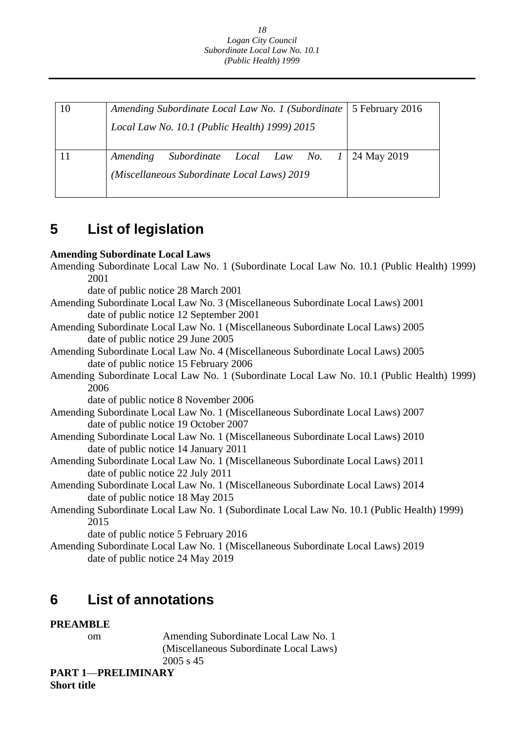| 10 | *Amending Subordinate Local Law No. 1 (Subordinate Local Law No. 10.1 (Public Health) 1999) 2015* | 5 February 2016 |
|---|---|---|
| 11 | *Amending Subordinate Local Law No. 1 (Miscellaneous Subordinate Local Laws) 2019* | 24 May 2019 |

## 5 List of legislation

**Amending Subordinate Local Laws**

Amending Subordinate Local Law No. 1 (Subordinate Local Law No. 10.1 (Public Health) 1999) 2001
date of public notice 28 March 2001

Amending Subordinate Local Law No. 3 (Miscellaneous Subordinate Local Laws) 2001
date of public notice 12 September 2001

Amending Subordinate Local Law No. 1 (Miscellaneous Subordinate Local Laws) 2005
date of public notice 29 June 2005

Amending Subordinate Local Law No. 4 (Miscellaneous Subordinate Local Laws) 2005
date of public notice 15 February 2006

Amending Subordinate Local Law No. 1 (Subordinate Local Law No. 10.1 (Public Health) 1999) 2006
date of public notice 8 November 2006

Amending Subordinate Local Law No. 1 (Miscellaneous Subordinate Local Laws) 2007
date of public notice 19 October 2007

Amending Subordinate Local Law No. 1 (Miscellaneous Subordinate Local Laws) 2010
date of public notice 14 January 2011

Amending Subordinate Local Law No. 1 (Miscellaneous Subordinate Local Laws) 2011
date of public notice 22 July 2011

Amending Subordinate Local Law No. 1 (Miscellaneous Subordinate Local Laws) 2014
date of public notice 18 May 2015

Amending Subordinate Local Law No. 1 (Subordinate Local Law No. 10.1 (Public Health) 1999) 2015
date of public notice 5 February 2016

Amending Subordinate Local Law No. 1 (Miscellaneous Subordinate Local Laws) 2019
date of public notice 24 May 2019

## 6 List of annotations

**PREAMBLE**

om Amending Subordinate Local Law No. 1 (Miscellaneous Subordinate Local Laws) 2005 s 45

**PART 1—PRELIMINARY**

**Short title**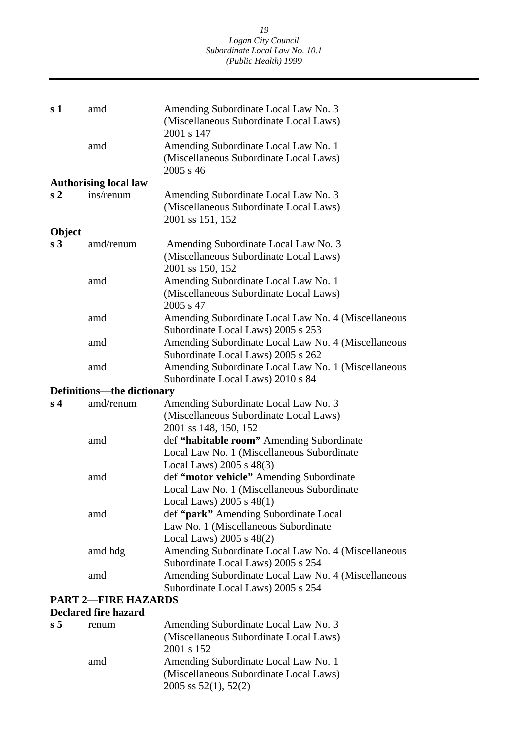| | | |
|---|---|---|
| **s 1** | amd | Amending Subordinate Local Law No. 3 (Miscellaneous Subordinate Local Laws) 2001 s 147 |
| | amd | Amending Subordinate Local Law No. 1 (Miscellaneous Subordinate Local Laws) 2005 s 46 |
| **Authorising local law** | | |
| **s 2** | ins/renum | Amending Subordinate Local Law No. 3 (Miscellaneous Subordinate Local Laws) 2001 ss 151, 152 |
| **Object** | | |
| **s 3** | amd/renum | Amending Subordinate Local Law No. 3 (Miscellaneous Subordinate Local Laws) 2001 ss 150, 152 |
| | amd | Amending Subordinate Local Law No. 1 (Miscellaneous Subordinate Local Laws) 2005 s 47 |
| | amd | Amending Subordinate Local Law No. 4 (Miscellaneous Subordinate Local Laws) 2005 s 253 |
| | amd | Amending Subordinate Local Law No. 4 (Miscellaneous Subordinate Local Laws) 2005 s 262 |
| | amd | Amending Subordinate Local Law No. 1 (Miscellaneous Subordinate Local Laws) 2010 s 84 |
| **Definitions—the dictionary** | | |
| **s 4** | amd/renum | Amending Subordinate Local Law No. 3 (Miscellaneous Subordinate Local Laws) 2001 ss 148, 150, 152 |
| | amd | def **"habitable room"** Amending Subordinate Local Law No. 1 (Miscellaneous Subordinate Local Laws) 2005 s 48(3) |
| | amd | def **"motor vehicle"** Amending Subordinate Local Law No. 1 (Miscellaneous Subordinate Local Laws) 2005 s 48(1) |
| | amd | def **"park"** Amending Subordinate Local Law No. 1 (Miscellaneous Subordinate Local Laws) 2005 s 48(2) |
| | amd hdg | Amending Subordinate Local Law No. 4 (Miscellaneous Subordinate Local Laws) 2005 s 254 |
| | amd | Amending Subordinate Local Law No. 4 (Miscellaneous Subordinate Local Laws) 2005 s 254 |
| **PART 2—FIRE HAZARDS** | | |
| **Declared fire hazard** | | |
| **s 5** | renum | Amending Subordinate Local Law No. 3 (Miscellaneous Subordinate Local Laws) 2001 s 152 |
| | amd | Amending Subordinate Local Law No. 1 (Miscellaneous Subordinate Local Laws) 2005 ss 52(1), 52(2) |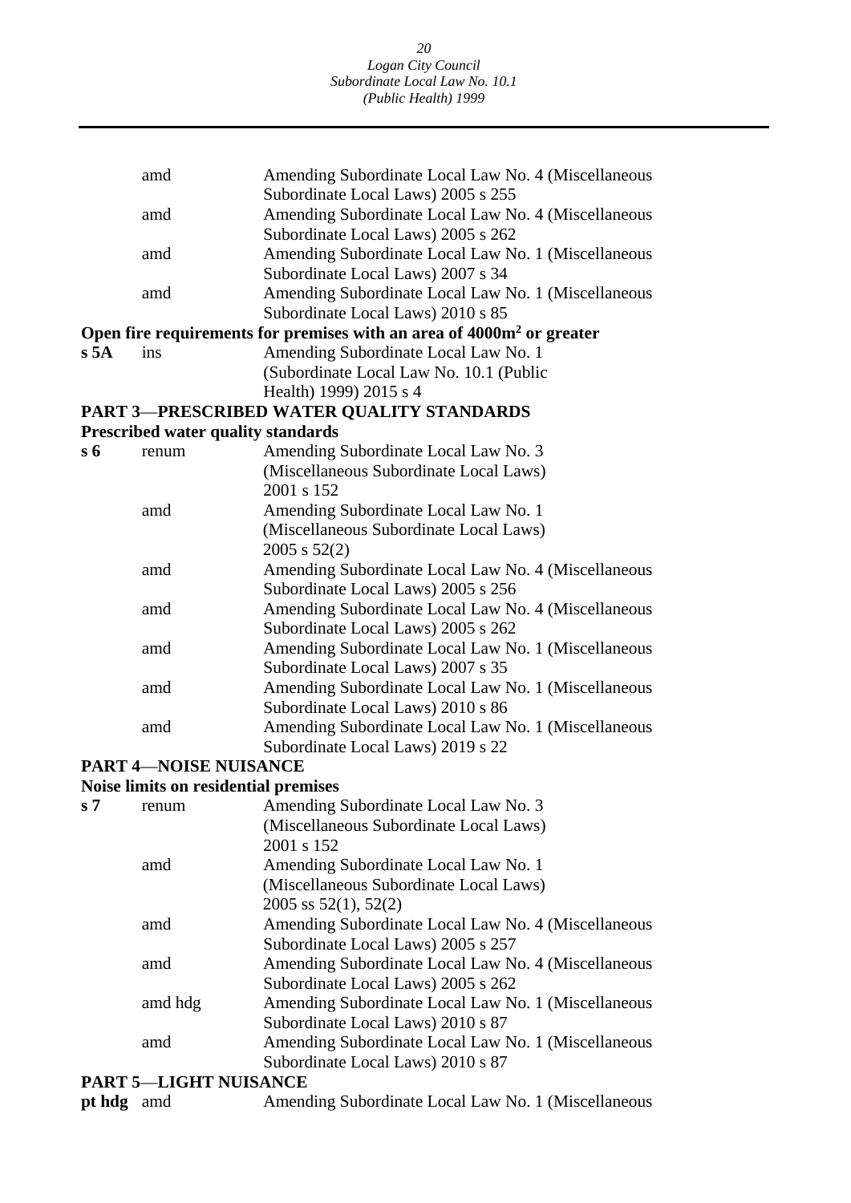| | amd | Amending Subordinate Local Law No. 4 (Miscellaneous Subordinate Local Laws) 2005 s 255 |
|---|---|---|
| | amd | Amending Subordinate Local Law No. 4 (Miscellaneous Subordinate Local Laws) 2005 s 262 |
| | amd | Amending Subordinate Local Law No. 1 (Miscellaneous Subordinate Local Laws) 2007 s 34 |
| | amd | Amending Subordinate Local Law No. 1 (Miscellaneous Subordinate Local Laws) 2010 s 85 |

**Open fire requirements for premises with an area of 4000m$^2$ or greater**

| | | |
|---|---|---|
| **s 5A** | ins | Amending Subordinate Local Law No. 1 (Subordinate Local Law No. 10.1 (Public Health) 1999) 2015 s 4 |

**PART 3—PRESCRIBED WATER QUALITY STANDARDS**

**Prescribed water quality standards**

| | | |
|---|---|---|
| **s 6** | renum | Amending Subordinate Local Law No. 3 (Miscellaneous Subordinate Local Laws) 2001 s 152 |
| | amd | Amending Subordinate Local Law No. 1 (Miscellaneous Subordinate Local Laws) 2005 s 52(2) |
| | amd | Amending Subordinate Local Law No. 4 (Miscellaneous Subordinate Local Laws) 2005 s 256 |
| | amd | Amending Subordinate Local Law No. 4 (Miscellaneous Subordinate Local Laws) 2005 s 262 |
| | amd | Amending Subordinate Local Law No. 1 (Miscellaneous Subordinate Local Laws) 2007 s 35 |
| | amd | Amending Subordinate Local Law No. 1 (Miscellaneous Subordinate Local Laws) 2010 s 86 |
| | amd | Amending Subordinate Local Law No. 1 (Miscellaneous Subordinate Local Laws) 2019 s 22 |

**PART 4—NOISE NUISANCE**

**Noise limits on residential premises**

| | | |
|---|---|---|
| **s 7** | renum | Amending Subordinate Local Law No. 3 (Miscellaneous Subordinate Local Laws) 2001 s 152 |
| | amd | Amending Subordinate Local Law No. 1 (Miscellaneous Subordinate Local Laws) 2005 ss 52(1), 52(2) |
| | amd | Amending Subordinate Local Law No. 4 (Miscellaneous Subordinate Local Laws) 2005 s 257 |
| | amd | Amending Subordinate Local Law No. 4 (Miscellaneous Subordinate Local Laws) 2005 s 262 |
| | amd hdg | Amending Subordinate Local Law No. 1 (Miscellaneous Subordinate Local Laws) 2010 s 87 |
| | amd | Amending Subordinate Local Law No. 1 (Miscellaneous Subordinate Local Laws) 2010 s 87 |

**PART 5—LIGHT NUISANCE**

| | | |
|---|---|---|
| **pt hdg** | amd | Amending Subordinate Local Law No. 1 (Miscellaneous |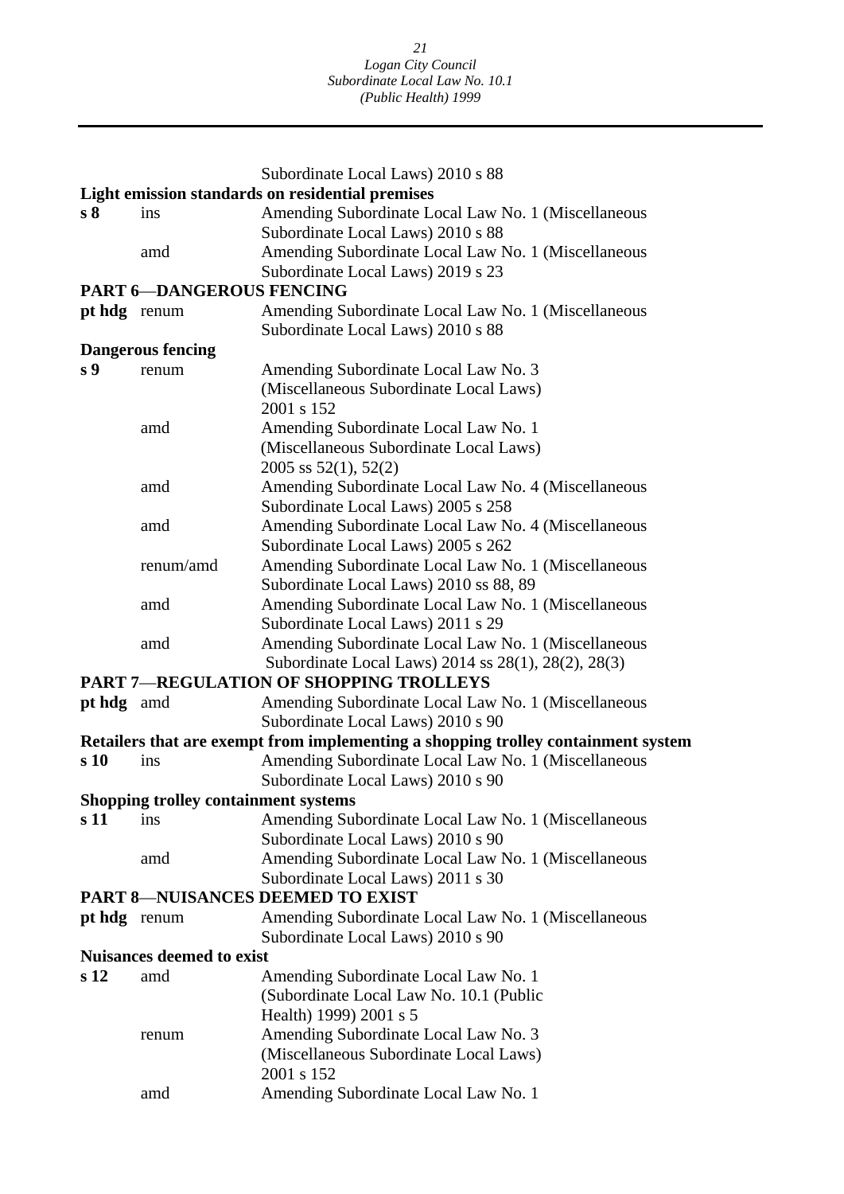Subordinate Local Laws) 2010 s 88

**Light emission standards on residential premises**

**s 8** ins Amending Subordinate Local Law No. 1 (Miscellaneous Subordinate Local Laws) 2010 s 88

amd Amending Subordinate Local Law No. 1 (Miscellaneous Subordinate Local Laws) 2019 s 23

**PART 6—DANGEROUS FENCING**

**pt hdg** renum Amending Subordinate Local Law No. 1 (Miscellaneous Subordinate Local Laws) 2010 s 88

**Dangerous fencing**

**s 9** renum Amending Subordinate Local Law No. 3 (Miscellaneous Subordinate Local Laws) 2001 s 152

amd Amending Subordinate Local Law No. 1 (Miscellaneous Subordinate Local Laws) 2005 ss 52(1), 52(2)

amd Amending Subordinate Local Law No. 4 (Miscellaneous Subordinate Local Laws) 2005 s 258

amd Amending Subordinate Local Law No. 4 (Miscellaneous Subordinate Local Laws) 2005 s 262

renum/amd Amending Subordinate Local Law No. 1 (Miscellaneous Subordinate Local Laws) 2010 ss 88, 89

amd Amending Subordinate Local Law No. 1 (Miscellaneous Subordinate Local Laws) 2011 s 29

amd Amending Subordinate Local Law No. 1 (Miscellaneous Subordinate Local Laws) 2014 ss 28(1), 28(2), 28(3)

**PART 7—REGULATION OF SHOPPING TROLLEYS**

**pt hdg** amd Amending Subordinate Local Law No. 1 (Miscellaneous Subordinate Local Laws) 2010 s 90

**Retailers that are exempt from implementing a shopping trolley containment system**

**s 10** ins Amending Subordinate Local Law No. 1 (Miscellaneous Subordinate Local Laws) 2010 s 90

**Shopping trolley containment systems**

**s 11** ins Amending Subordinate Local Law No. 1 (Miscellaneous Subordinate Local Laws) 2010 s 90

amd Amending Subordinate Local Law No. 1 (Miscellaneous Subordinate Local Laws) 2011 s 30

**PART 8—NUISANCES DEEMED TO EXIST**

**pt hdg** renum Amending Subordinate Local Law No. 1 (Miscellaneous Subordinate Local Laws) 2010 s 90

**Nuisances deemed to exist**

**s 12** amd Amending Subordinate Local Law No. 1 (Subordinate Local Law No. 10.1 (Public Health) 1999) 2001 s 5

renum Amending Subordinate Local Law No. 3 (Miscellaneous Subordinate Local Laws) 2001 s 152

amd Amending Subordinate Local Law No. 1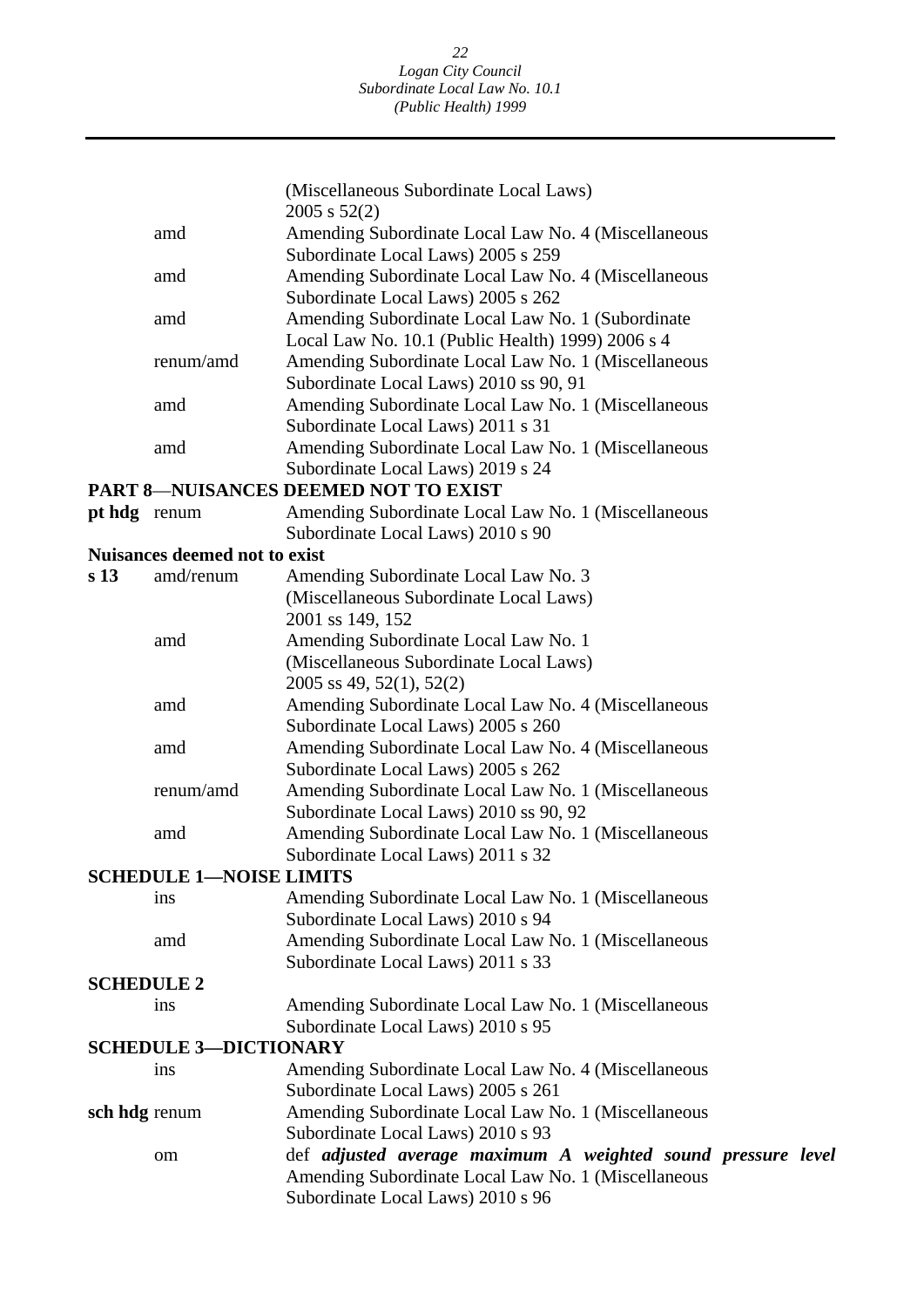(Miscellaneous Subordinate Local Laws)
2005 s 52(2)

| | | |
|---|---|---|
| | amd | Amending Subordinate Local Law No. 4 (Miscellaneous Subordinate Local Laws) 2005 s 259 |
| | amd | Amending Subordinate Local Law No. 4 (Miscellaneous Subordinate Local Laws) 2005 s 262 |
| | amd | Amending Subordinate Local Law No. 1 (Subordinate Local Law No. 10.1 (Public Health) 1999) 2006 s 4 |
| | renum/amd | Amending Subordinate Local Law No. 1 (Miscellaneous Subordinate Local Laws) 2010 ss 90, 91 |
| | amd | Amending Subordinate Local Law No. 1 (Miscellaneous Subordinate Local Laws) 2011 s 31 |
| | amd | Amending Subordinate Local Law No. 1 (Miscellaneous Subordinate Local Laws) 2019 s 24 |

**PART 8—NUISANCES DEEMED NOT TO EXIST**

| | | |
|---|---|---|
| **pt hdg** | renum | Amending Subordinate Local Law No. 1 (Miscellaneous Subordinate Local Laws) 2010 s 90 |

**Nuisances deemed not to exist**

| | | |
|---|---|---|
| **s 13** | amd/renum | Amending Subordinate Local Law No. 3 (Miscellaneous Subordinate Local Laws) 2001 ss 149, 152 |
| | amd | Amending Subordinate Local Law No. 1 (Miscellaneous Subordinate Local Laws) 2005 ss 49, 52(1), 52(2) |
| | amd | Amending Subordinate Local Law No. 4 (Miscellaneous Subordinate Local Laws) 2005 s 260 |
| | amd | Amending Subordinate Local Law No. 4 (Miscellaneous Subordinate Local Laws) 2005 s 262 |
| | renum/amd | Amending Subordinate Local Law No. 1 (Miscellaneous Subordinate Local Laws) 2010 ss 90, 92 |
| | amd | Amending Subordinate Local Law No. 1 (Miscellaneous Subordinate Local Laws) 2011 s 32 |

**SCHEDULE 1—NOISE LIMITS**

| | | |
|---|---|---|
| | ins | Amending Subordinate Local Law No. 1 (Miscellaneous Subordinate Local Laws) 2010 s 94 |
| | amd | Amending Subordinate Local Law No. 1 (Miscellaneous Subordinate Local Laws) 2011 s 33 |

**SCHEDULE 2**

| | | |
|---|---|---|
| | ins | Amending Subordinate Local Law No. 1 (Miscellaneous Subordinate Local Laws) 2010 s 95 |

**SCHEDULE 3—DICTIONARY**

| | | |
|---|---|---|
| | ins | Amending Subordinate Local Law No. 4 (Miscellaneous Subordinate Local Laws) 2005 s 261 |
| **sch hdg** | renum | Amending Subordinate Local Law No. 1 (Miscellaneous Subordinate Local Laws) 2010 s 93 |
| | om | def ***adjusted average maximum A weighted sound pressure level*** Amending Subordinate Local Law No. 1 (Miscellaneous Subordinate Local Laws) 2010 s 96 |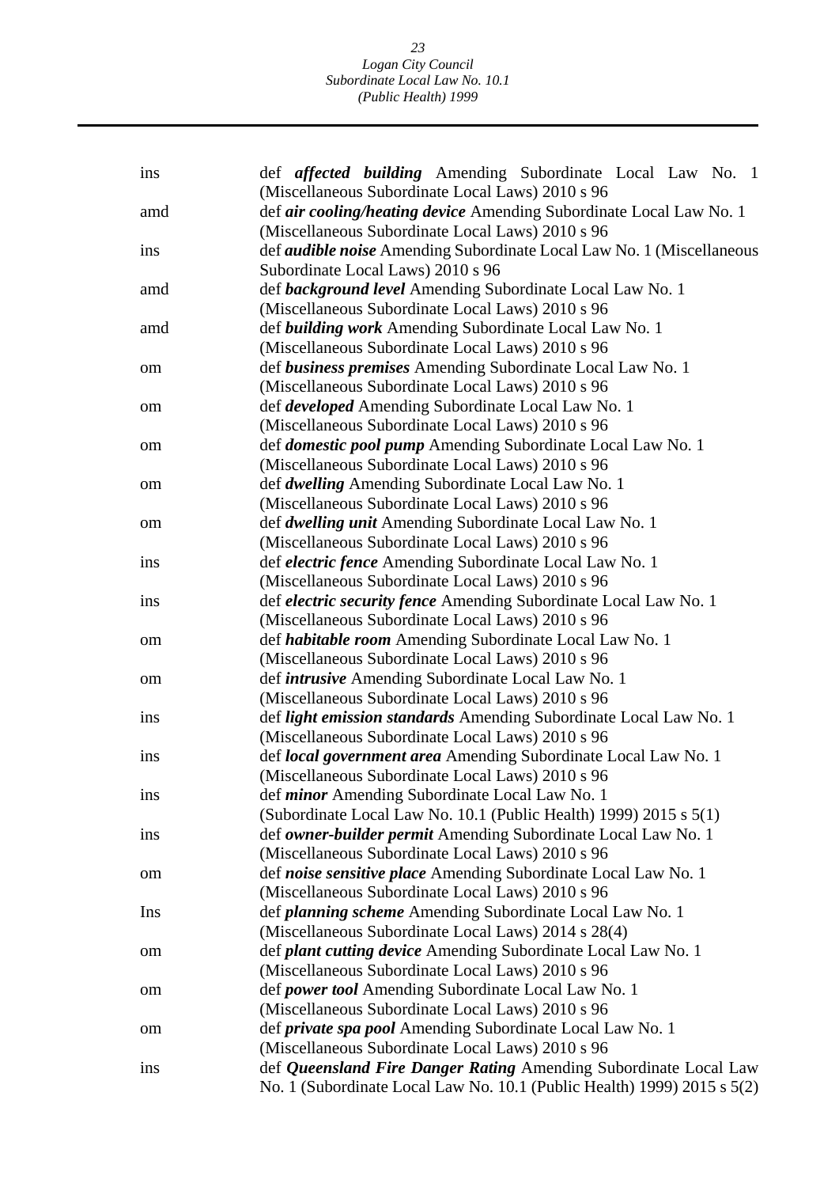| | |
|---|---|
| ins | def ***affected building*** Amending Subordinate Local Law No. 1 (Miscellaneous Subordinate Local Laws) 2010 s 96 |
| amd | def ***air cooling/heating device*** Amending Subordinate Local Law No. 1 (Miscellaneous Subordinate Local Laws) 2010 s 96 |
| ins | def ***audible noise*** Amending Subordinate Local Law No. 1 (Miscellaneous Subordinate Local Laws) 2010 s 96 |
| amd | def ***background level*** Amending Subordinate Local Law No. 1 (Miscellaneous Subordinate Local Laws) 2010 s 96 |
| amd | def ***building work*** Amending Subordinate Local Law No. 1 (Miscellaneous Subordinate Local Laws) 2010 s 96 |
| om | def ***business premises*** Amending Subordinate Local Law No. 1 (Miscellaneous Subordinate Local Laws) 2010 s 96 |
| om | def ***developed*** Amending Subordinate Local Law No. 1 (Miscellaneous Subordinate Local Laws) 2010 s 96 |
| om | def ***domestic pool pump*** Amending Subordinate Local Law No. 1 (Miscellaneous Subordinate Local Laws) 2010 s 96 |
| om | def ***dwelling*** Amending Subordinate Local Law No. 1 (Miscellaneous Subordinate Local Laws) 2010 s 96 |
| om | def ***dwelling unit*** Amending Subordinate Local Law No. 1 (Miscellaneous Subordinate Local Laws) 2010 s 96 |
| ins | def ***electric fence*** Amending Subordinate Local Law No. 1 (Miscellaneous Subordinate Local Laws) 2010 s 96 |
| ins | def ***electric security fence*** Amending Subordinate Local Law No. 1 (Miscellaneous Subordinate Local Laws) 2010 s 96 |
| om | def ***habitable room*** Amending Subordinate Local Law No. 1 (Miscellaneous Subordinate Local Laws) 2010 s 96 |
| om | def ***intrusive*** Amending Subordinate Local Law No. 1 (Miscellaneous Subordinate Local Laws) 2010 s 96 |
| ins | def ***light emission standards*** Amending Subordinate Local Law No. 1 (Miscellaneous Subordinate Local Laws) 2010 s 96 |
| ins | def ***local government area*** Amending Subordinate Local Law No. 1 (Miscellaneous Subordinate Local Laws) 2010 s 96 |
| ins | def ***minor*** Amending Subordinate Local Law No. 1 (Subordinate Local Law No. 10.1 (Public Health) 1999) 2015 s 5(1) |
| ins | def ***owner-builder permit*** Amending Subordinate Local Law No. 1 (Miscellaneous Subordinate Local Laws) 2010 s 96 |
| om | def ***noise sensitive place*** Amending Subordinate Local Law No. 1 (Miscellaneous Subordinate Local Laws) 2010 s 96 |
| Ins | def ***planning scheme*** Amending Subordinate Local Law No. 1 (Miscellaneous Subordinate Local Laws) 2014 s 28(4) |
| om | def ***plant cutting device*** Amending Subordinate Local Law No. 1 (Miscellaneous Subordinate Local Laws) 2010 s 96 |
| om | def ***power tool*** Amending Subordinate Local Law No. 1 (Miscellaneous Subordinate Local Laws) 2010 s 96 |
| om | def ***private spa pool*** Amending Subordinate Local Law No. 1 (Miscellaneous Subordinate Local Laws) 2010 s 96 |
| ins | def ***Queensland Fire Danger Rating*** Amending Subordinate Local Law No. 1 (Subordinate Local Law No. 10.1 (Public Health) 1999) 2015 s 5(2) |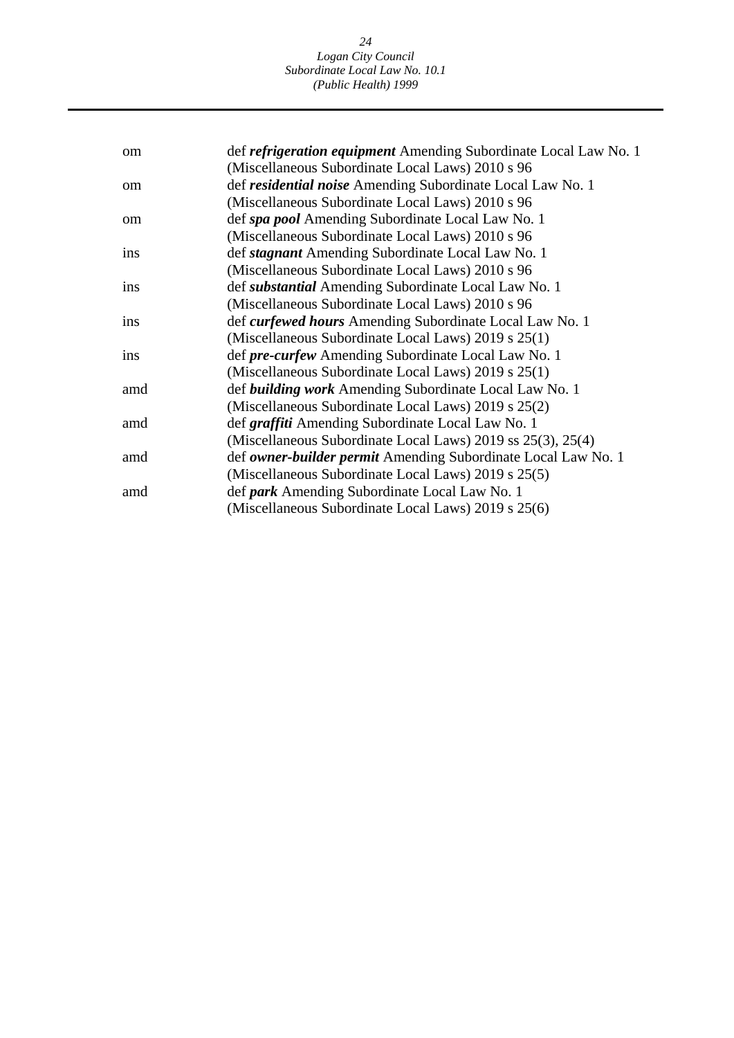| | |
|---|---|
| om | def ***refrigeration equipment*** Amending Subordinate Local Law No. 1 (Miscellaneous Subordinate Local Laws) 2010 s 96 |
| om | def ***residential noise*** Amending Subordinate Local Law No. 1 (Miscellaneous Subordinate Local Laws) 2010 s 96 |
| om | def ***spa pool*** Amending Subordinate Local Law No. 1 (Miscellaneous Subordinate Local Laws) 2010 s 96 |
| ins | def ***stagnant*** Amending Subordinate Local Law No. 1 (Miscellaneous Subordinate Local Laws) 2010 s 96 |
| ins | def ***substantial*** Amending Subordinate Local Law No. 1 (Miscellaneous Subordinate Local Laws) 2010 s 96 |
| ins | def ***curfewed hours*** Amending Subordinate Local Law No. 1 (Miscellaneous Subordinate Local Laws) 2019 s 25(1) |
| ins | def ***pre-curfew*** Amending Subordinate Local Law No. 1 (Miscellaneous Subordinate Local Laws) 2019 s 25(1) |
| amd | def ***building work*** Amending Subordinate Local Law No. 1 (Miscellaneous Subordinate Local Laws) 2019 s 25(2) |
| amd | def ***graffiti*** Amending Subordinate Local Law No. 1 (Miscellaneous Subordinate Local Laws) 2019 ss 25(3), 25(4) |
| amd | def ***owner-builder permit*** Amending Subordinate Local Law No. 1 (Miscellaneous Subordinate Local Laws) 2019 s 25(5) |
| amd | def ***park*** Amending Subordinate Local Law No. 1 (Miscellaneous Subordinate Local Laws) 2019 s 25(6) |